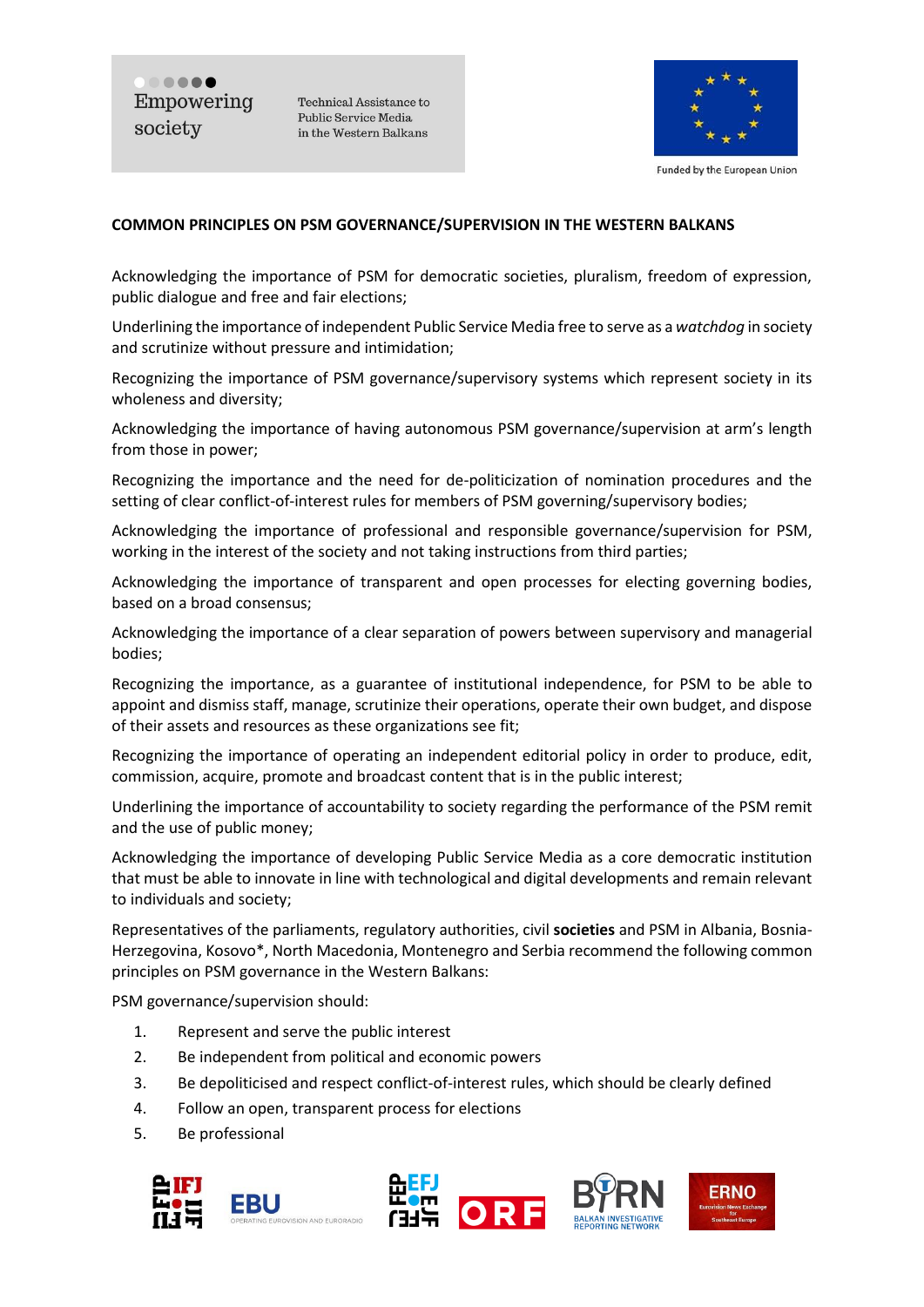Empowering society

Technical Assistance to Public Service Media in the Western Balkans

Funded by the European Union

**COMMON PRINCIPLES ON PSM GOVERNANCE/SUPERVISION IN THE WESTERN BALKANS**

Acknowledging the importance of PSM for democratic societies, pluralism, freedom of expression, public dialogue and free and fair elections;

Underlining the importance of independent Public Service Media free to serve as a *watchdog* in society and scrutinize without pressure and intimidation;

Recognizing the importance of PSM governance/supervisory systems which represent society in its wholeness and diversity;

Acknowledging the importance of having autonomous PSM governance/supervision at arm's length from those in power;

Recognizing the importance and the need for de-politicization of nomination procedures and the setting of clear conflict-of-interest rules for members of PSM governing/supervisory bodies;

Acknowledging the importance of professional and responsible governance/supervision for PSM, working in the interest of the society and not taking instructions from third parties;

Acknowledging the importance of transparent and open processes for electing governing bodies, based on a broad consensus;

Acknowledging the importance of a clear separation of powers between supervisory and managerial bodies;

Recognizing the importance, as a guarantee of institutional independence, for PSM to be able to appoint and dismiss staff, manage, scrutinize their operations, operate their own budget, and dispose of their assets and resources as these organizations see fit;

Recognizing the importance of operating an independent editorial policy in order to produce, edit, commission, acquire, promote and broadcast content that is in the public interest;

Underlining the importance of accountability to society regarding the performance of the PSM remit and the use of public money;

Acknowledging the importance of developing Public Service Media as a core democratic institution that must be able to innovate in line with technological and digital developments and remain relevant to individuals and society;

Representatives of the parliaments, regulatory authorities, civil **societies** and PSM in Albania, Bosnia-Herzegovina, Kosovo*, North Macedonia, Montenegro and Serbia recommend the following common principles on PSM governance in the Western Balkans:

PSM governance/supervision should:

1. Represent and serve the public interest
2. Be independent from political and economic powers
3. Be depoliticised and respect conflict-of-interest rules, which should be clearly defined
4. Follow an open, transparent process for elections
5. Be professional

IFJ EBU EFJ ORF BIRN ERNO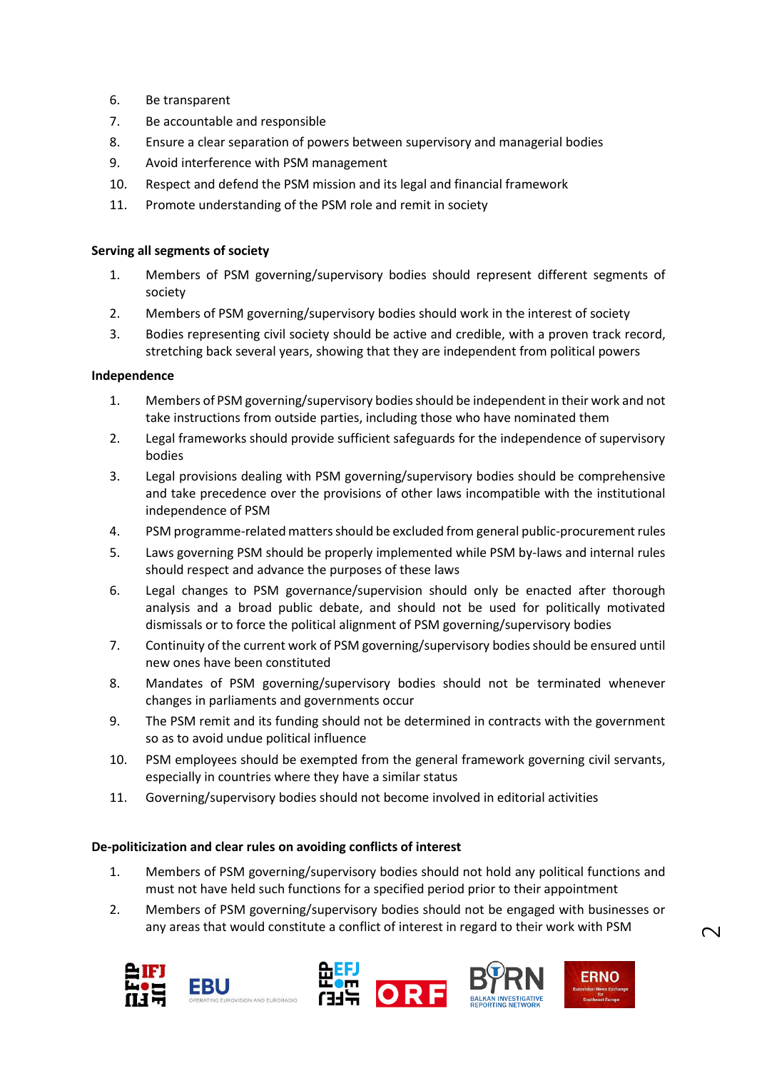6. Be transparent
7. Be accountable and responsible
8. Ensure a clear separation of powers between supervisory and managerial bodies
9. Avoid interference with PSM management
10. Respect and defend the PSM mission and its legal and financial framework
11. Promote understanding of the PSM role and remit in society

**Serving all segments of society**

1. Members of PSM governing/supervisory bodies should represent different segments of society
2. Members of PSM governing/supervisory bodies should work in the interest of society
3. Bodies representing civil society should be active and credible, with a proven track record, stretching back several years, showing that they are independent from political powers

**Independence**

1. Members of PSM governing/supervisory bodies should be independent in their work and not take instructions from outside parties, including those who have nominated them
2. Legal frameworks should provide sufficient safeguards for the independence of supervisory bodies
3. Legal provisions dealing with PSM governing/supervisory bodies should be comprehensive and take precedence over the provisions of other laws incompatible with the institutional independence of PSM
4. PSM programme-related matters should be excluded from general public-procurement rules
5. Laws governing PSM should be properly implemented while PSM by-laws and internal rules should respect and advance the purposes of these laws
6. Legal changes to PSM governance/supervision should only be enacted after thorough analysis and a broad public debate, and should not be used for politically motivated dismissals or to force the political alignment of PSM governing/supervisory bodies
7. Continuity of the current work of PSM governing/supervisory bodies should be ensured until new ones have been constituted
8. Mandates of PSM governing/supervisory bodies should not be terminated whenever changes in parliaments and governments occur
9. The PSM remit and its funding should not be determined in contracts with the government so as to avoid undue political influence
10. PSM employees should be exempted from the general framework governing civil servants, especially in countries where they have a similar status
11. Governing/supervisory bodies should not become involved in editorial activities

**De-politicization and clear rules on avoiding conflicts of interest**

1. Members of PSM governing/supervisory bodies should not hold any political functions and must not have held such functions for a specified period prior to their appointment
2. Members of PSM governing/supervisory bodies should not be engaged with businesses or any areas that would constitute a conflict of interest in regard to their work with PSM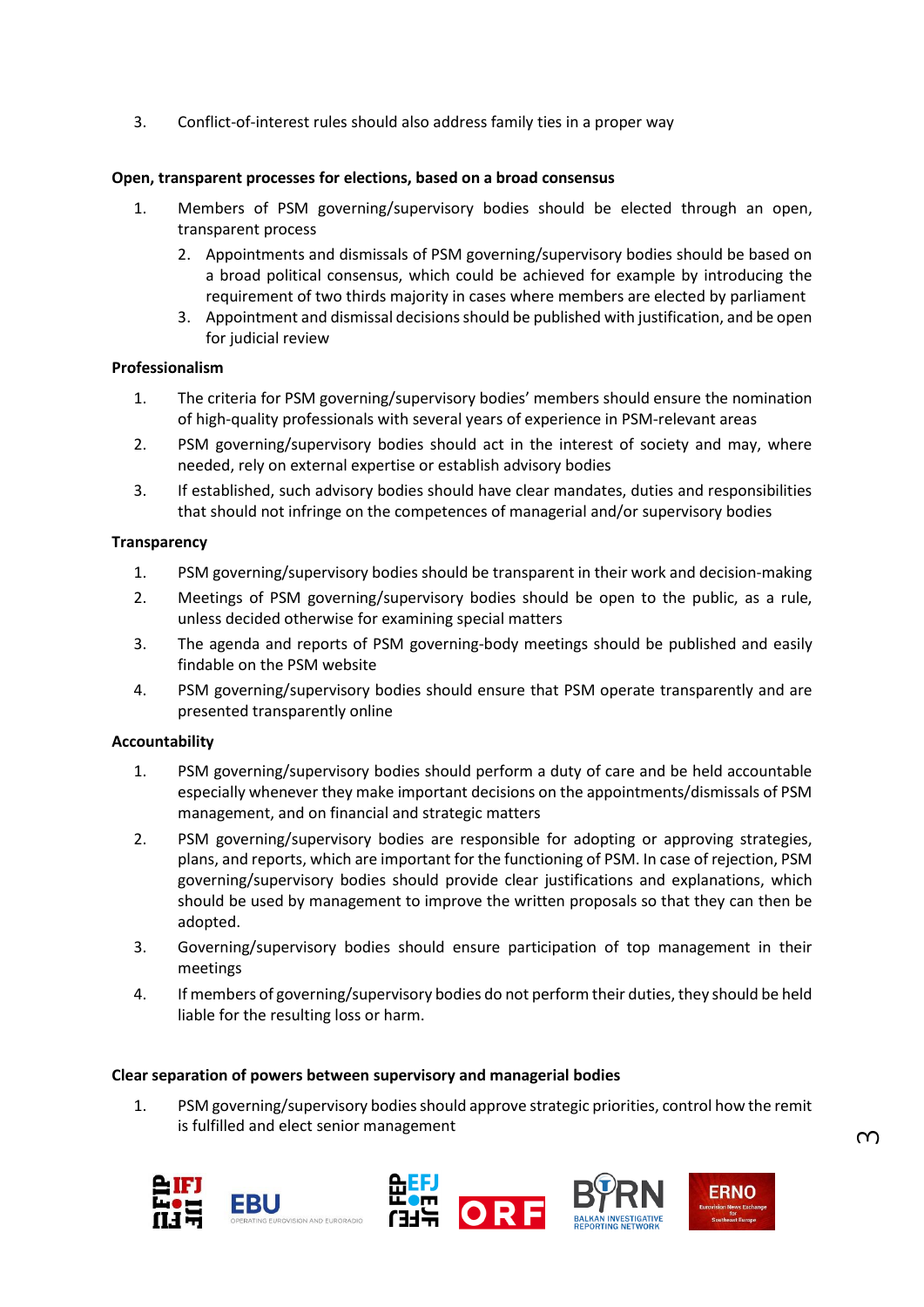3. Conflict-of-interest rules should also address family ties in a proper way

**Open, transparent processes for elections, based on a broad consensus**

1. Members of PSM governing/supervisory bodies should be elected through an open, transparent process
2. Appointments and dismissals of PSM governing/supervisory bodies should be based on a broad political consensus, which could be achieved for example by introducing the requirement of two thirds majority in cases where members are elected by parliament
3. Appointment and dismissal decisions should be published with justification, and be open for judicial review

**Professionalism**

1. The criteria for PSM governing/supervisory bodies' members should ensure the nomination of high-quality professionals with several years of experience in PSM-relevant areas
2. PSM governing/supervisory bodies should act in the interest of society and may, where needed, rely on external expertise or establish advisory bodies
3. If established, such advisory bodies should have clear mandates, duties and responsibilities that should not infringe on the competences of managerial and/or supervisory bodies

**Transparency**

1. PSM governing/supervisory bodies should be transparent in their work and decision-making
2. Meetings of PSM governing/supervisory bodies should be open to the public, as a rule, unless decided otherwise for examining special matters
3. The agenda and reports of PSM governing-body meetings should be published and easily findable on the PSM website
4. PSM governing/supervisory bodies should ensure that PSM operate transparently and are presented transparently online

**Accountability**

1. PSM governing/supervisory bodies should perform a duty of care and be held accountable especially whenever they make important decisions on the appointments/dismissals of PSM management, and on financial and strategic matters
2. PSM governing/supervisory bodies are responsible for adopting or approving strategies, plans, and reports, which are important for the functioning of PSM. In case of rejection, PSM governing/supervisory bodies should provide clear justifications and explanations, which should be used by management to improve the written proposals so that they can then be adopted.
3. Governing/supervisory bodies should ensure participation of top management in their meetings
4. If members of governing/supervisory bodies do not perform their duties, they should be held liable for the resulting loss or harm.

**Clear separation of powers between supervisory and managerial bodies**

1. PSM governing/supervisory bodies should approve strategic priorities, control how the remit is fulfilled and elect senior management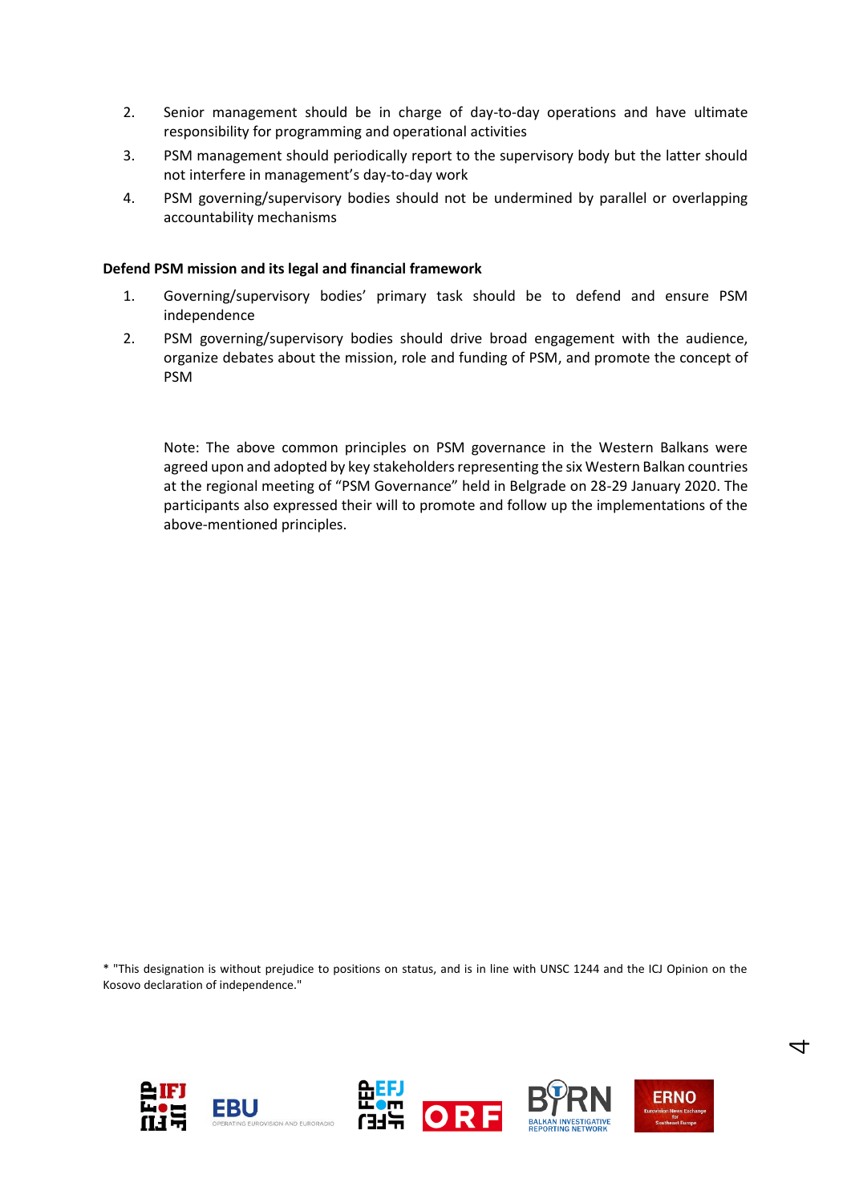2. Senior management should be in charge of day-to-day operations and have ultimate responsibility for programming and operational activities
3. PSM management should periodically report to the supervisory body but the latter should not interfere in management's day-to-day work
4. PSM governing/supervisory bodies should not be undermined by parallel or overlapping accountability mechanisms

**Defend PSM mission and its legal and financial framework**

1. Governing/supervisory bodies' primary task should be to defend and ensure PSM independence
2. PSM governing/supervisory bodies should drive broad engagement with the audience, organize debates about the mission, role and funding of PSM, and promote the concept of PSM

Note: The above common principles on PSM governance in the Western Balkans were agreed upon and adopted by key stakeholders representing the six Western Balkan countries at the regional meeting of "PSM Governance" held in Belgrade on 28-29 January 2020. The participants also expressed their will to promote and follow up the implementations of the above-mentioned principles.

* "This designation is without prejudice to positions on status, and is in line with UNSC 1244 and the ICJ Opinion on the Kosovo declaration of independence."